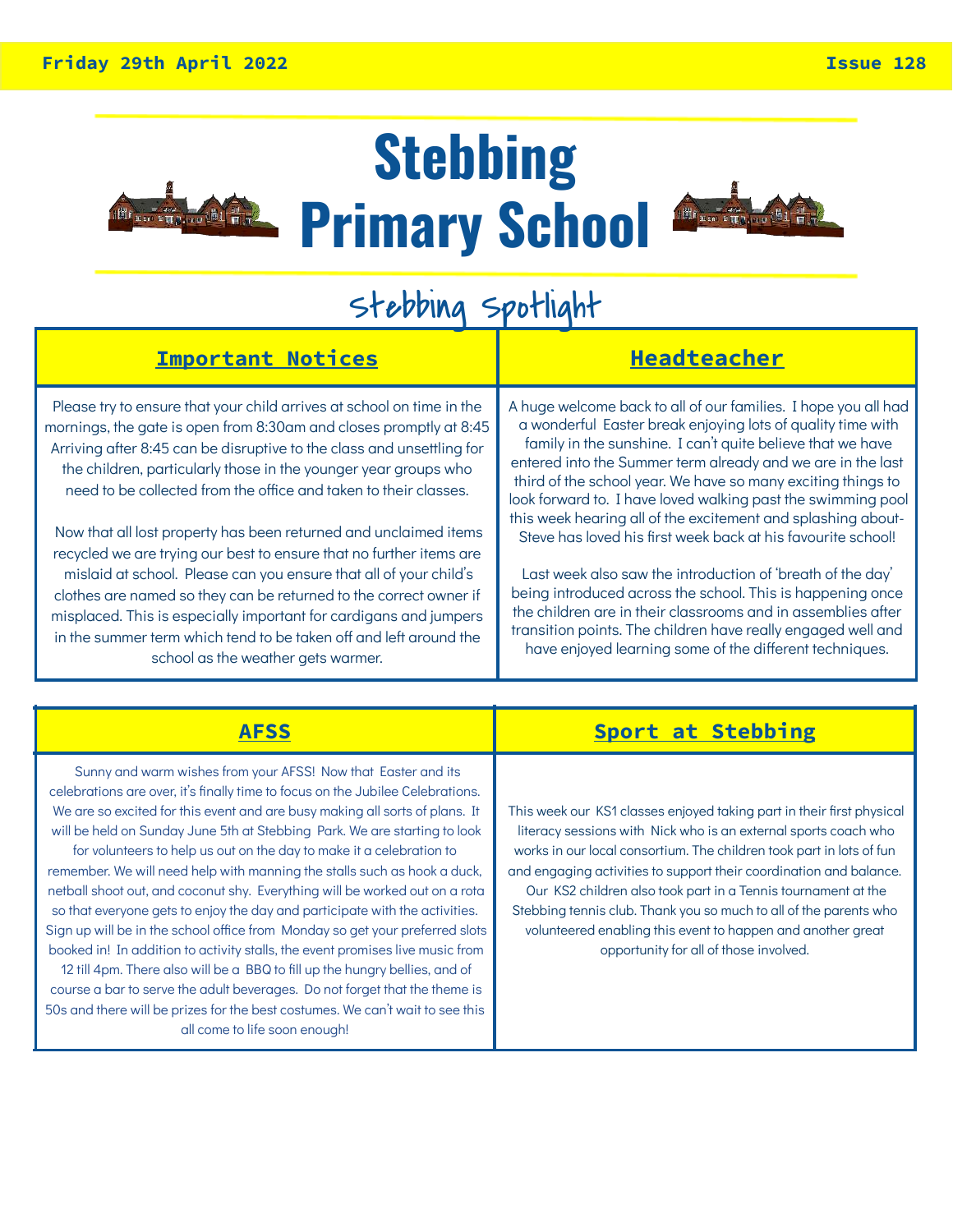Friday 29th April 2022 — Issue 128

# Stebbing Primary School

## Stebbing Spotlight

### Important Notices

Please try to ensure that your child arrives at school on time in the mornings, the gate is open from 8:30am and closes promptly at 8:45 Arriving after 8:45 can be disruptive to the class and unsettling for the children, particularly those in the younger year groups who need to be collected from the office and taken to their classes.

Now that all lost property has been returned and unclaimed items recycled we are trying our best to ensure that no further items are mislaid at school. Please can you ensure that all of your child's clothes are named so they can be returned to the correct owner if misplaced. This is especially important for cardigans and jumpers in the summer term which tend to be taken off and left around the school as the weather gets warmer.

### Headteacher

A huge welcome back to all of our families. I hope you all had a wonderful Easter break enjoying lots of quality time with family in the sunshine. I can't quite believe that we have entered into the Summer term already and we are in the last third of the school year. We have so many exciting things to look forward to. I have loved walking past the swimming pool this week hearing all of the excitement and splashing about- Steve has loved his first week back at his favourite school!

Last week also saw the introduction of 'breath of the day' being introduced across the school. This is happening once the children are in their classrooms and in assemblies after transition points. The children have really engaged well and have enjoyed learning some of the different techniques.

### AFSS

Sunny and warm wishes from your AFSS! Now that Easter and its celebrations are over, it's finally time to focus on the Jubilee Celebrations. We are so excited for this event and are busy making all sorts of plans. It will be held on Sunday June 5th at Stebbing Park. We are starting to look for volunteers to help us out on the day to make it a celebration to remember. We will need help with manning the stalls such as hook a duck, netball shoot out, and coconut shy. Everything will be worked out on a rota so that everyone gets to enjoy the day and participate with the activities. Sign up will be in the school office from Monday so get your preferred slots booked in! In addition to activity stalls, the event promises live music from 12 till 4pm. There also will be a BBQ to fill up the hungry bellies, and of course a bar to serve the adult beverages. Do not forget that the theme is 50s and there will be prizes for the best costumes. We can't wait to see this all come to life soon enough!

### Sport at Stebbing

This week our KS1 classes enjoyed taking part in their first physical literacy sessions with Nick who is an external sports coach who works in our local consortium. The children took part in lots of fun and engaging activities to support their coordination and balance. Our KS2 children also took part in a Tennis tournament at the Stebbing tennis club. Thank you so much to all of the parents who volunteered enabling this event to happen and another great opportunity for all of those involved.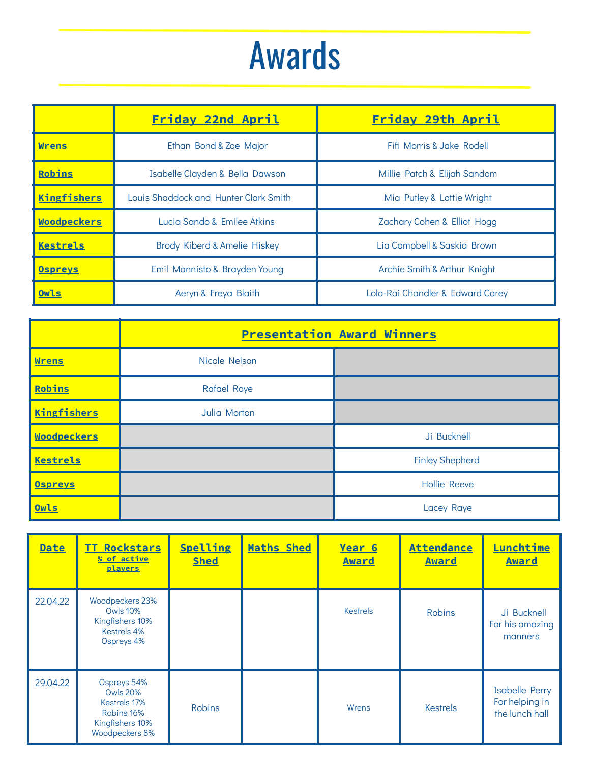# Awards

| | Friday 22nd April | Friday 29th April |
|---|---|---|
| Wrens | Ethan Bond & Zoe Major | Fifi Morris & Jake Rodell |
| Robins | Isabelle Clayden & Bella Dawson | Millie Patch & Elijah Sandom |
| Kingfishers | Louis Shaddock and Hunter Clark Smith | Mia Putley & Lottie Wright |
| Woodpeckers | Lucia Sando & Emilee Atkins | Zachary Cohen & Elliot Hogg |
| Kestrels | Brody Kiberd & Amelie Hiskey | Lia Campbell & Saskia Brown |
| Ospreys | Emil Mannisto & Brayden Young | Archie Smith & Arthur Knight |
| Owls | Aeryn & Freya Blaith | Lola-Rai Chandler & Edward Carey |

| | Presentation Award Winners | |
|---|---|---|
| Wrens | Nicole Nelson | |
| Robins | Rafael Roye | |
| Kingfishers | Julia Morton | |
| Woodpeckers | | Ji Bucknell |
| Kestrels | | Finley Shepherd |
| Ospreys | | Hollie Reeve |
| Owls | | Lacey Raye |

| Date | TT Rockstars % of active players | Spelling Shed | Maths Shed | Year 6 Award | Attendance Award | Lunchtime Award |
|---|---|---|---|---|---|---|
| 22.04.22 | Woodpeckers 23%<br>Owls 10%<br>Kingfishers 10%<br>Kestrels 4%<br>Ospreys 4% | | | Kestrels | Robins | Ji Bucknell For his amazing manners |
| 29.04.22 | Ospreys 54%<br>Owls 20%<br>Kestrels 17%<br>Robins 16%<br>Kingfishers 10%<br>Woodpeckers 8% | Robins | | Wrens | Kestrels | Isabelle Perry For helping in the lunch hall |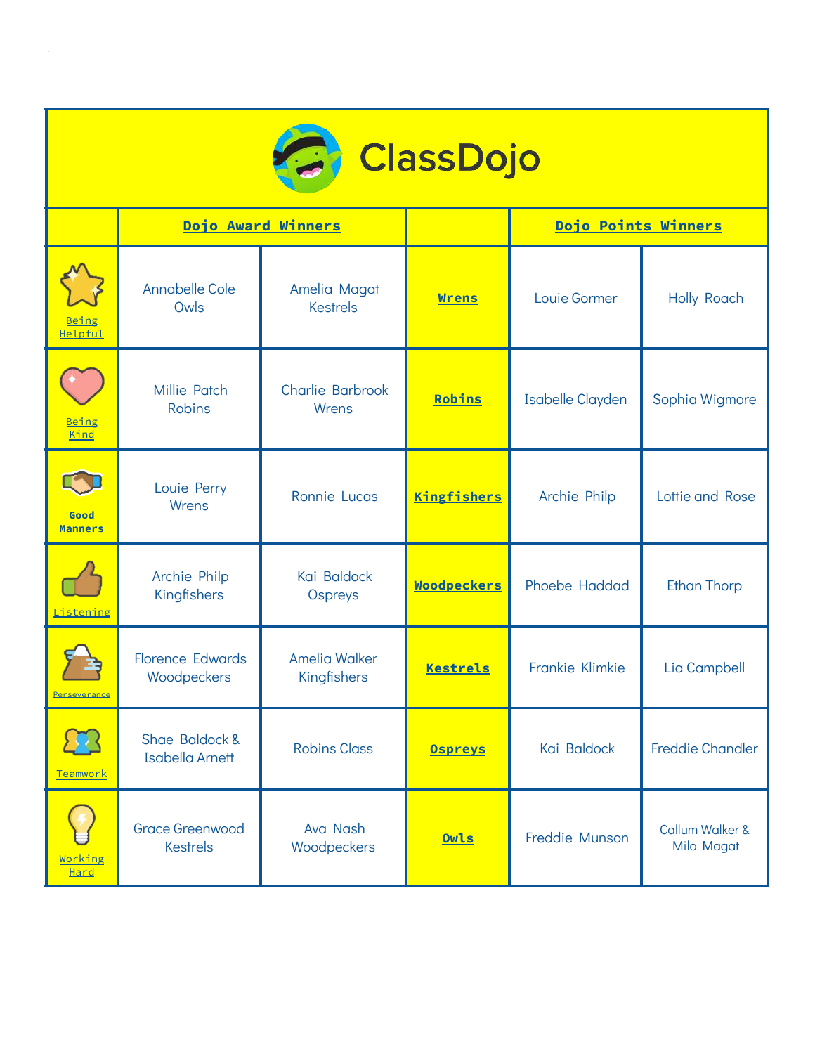# ClassDojo

| | Dojo Award Winners | | | Dojo Points Winners | |
|---|---|---|---|---|---|
| Being Helpful | Annabelle Cole Owls | Amelia Magat Kestrels | Wrens | Louie Gormer | Holly Roach |
| Being Kind | Millie Patch Robins | Charlie Barbrook Wrens | Robins | Isabelle Clayden | Sophia Wigmore |
| Good Manners | Louie Perry Wrens | Ronnie Lucas | Kingfishers | Archie Philp | Lottie and Rose |
| Listening | Archie Philp Kingfishers | Kai Baldock Ospreys | Woodpeckers | Phoebe Haddad | Ethan Thorp |
| Perseverance | Florence Edwards Woodpeckers | Amelia Walker Kingfishers | Kestrels | Frankie Klimkie | Lia Campbell |
| Teamwork | Shae Baldock & Isabella Arnett | Robins Class | Ospreys | Kai Baldock | Freddie Chandler |
| Working Hard | Grace Greenwood Kestrels | Ava Nash Woodpeckers | Owls | Freddie Munson | Callum Walker & Milo Magat |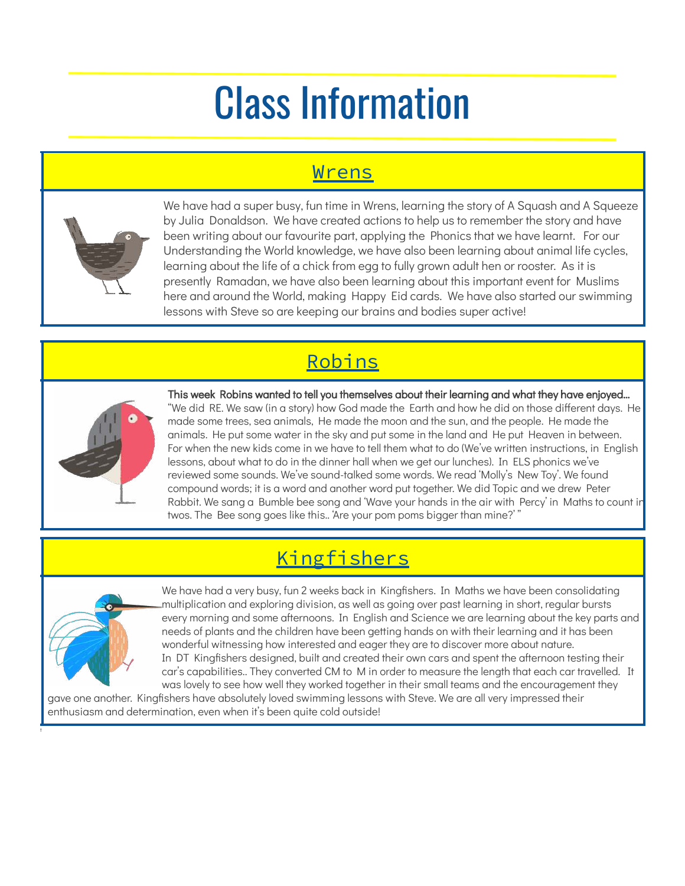# Class Information

## Wrens

We have had a super busy, fun time in Wrens, learning the story of A Squash and A Squeeze by Julia Donaldson. We have created actions to help us to remember the story and have been writing about our favourite part, applying the Phonics that we have learnt. For our Understanding the World knowledge, we have also been learning about animal life cycles, learning about the life of a chick from egg to fully grown adult hen or rooster. As it is presently Ramadan, we have also been learning about this important event for Muslims here and around the World, making Happy Eid cards. We have also started our swimming lessons with Steve so are keeping our brains and bodies super active!

## Robins

**This week Robins wanted to tell you themselves about their learning and what they have enjoyed...**

"We did RE. We saw (in a story) how God made the Earth and how he did on those different days. He made some trees, sea animals, He made the moon and the sun, and the people. He made the animals. He put some water in the sky and put some in the land and He put Heaven in between. For when the new kids come in we have to tell them what to do (We've written instructions, in English lessons, about what to do in the dinner hall when we get our lunches). In ELS phonics we've reviewed some sounds. We've sound-talked some words. We read 'Molly's New Toy'. We found compound words; it is a word and another word put together. We did Topic and we drew Peter Rabbit. We sang a Bumble bee song and 'Wave your hands in the air with Percy' in Maths to count in twos. The Bee song goes like this.. 'Are your pom poms bigger than mine?' "

## Kingfishers

We have had a very busy, fun 2 weeks back in Kingfishers. In Maths we have been consolidating multiplication and exploring division, as well as going over past learning in short, regular bursts every morning and some afternoons. In English and Science we are learning about the key parts and needs of plants and the children have been getting hands on with their learning and it has been wonderful witnessing how interested and eager they are to discover more about nature.

In DT Kingfishers designed, built and created their own cars and spent the afternoon testing their car's capabilities.. They converted CM to M in order to measure the length that each car travelled. It was lovely to see how well they worked together in their small teams and the encouragement they gave one another. Kingfishers have absolutely loved swimming lessons with Steve. We are all very impressed their enthusiasm and determination, even when it's been quite cold outside!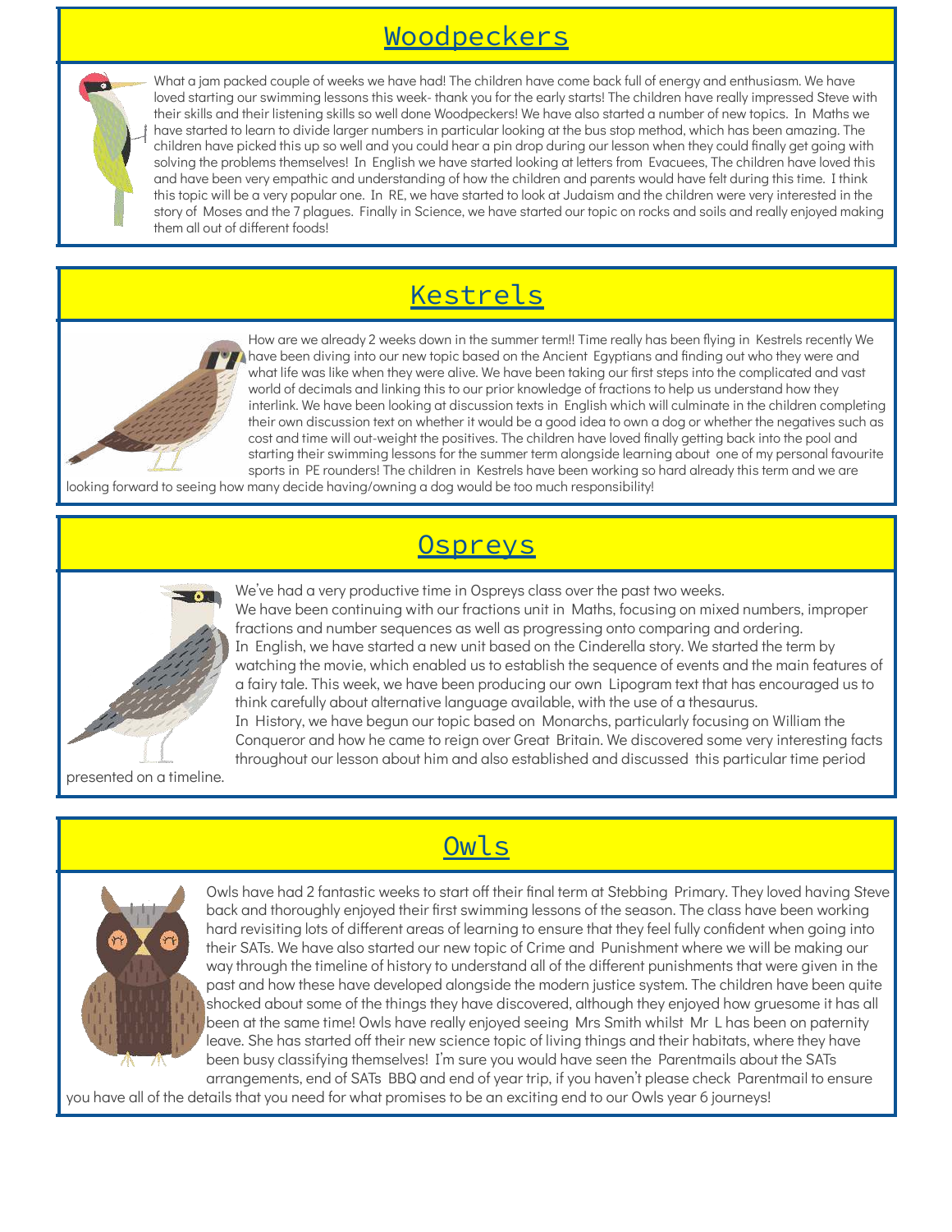## Woodpeckers

What a jam packed couple of weeks we have had! The children have come back full of energy and enthusiasm. We have loved starting our swimming lessons this week- thank you for the early starts! The children have really impressed Steve with their skills and their listening skills so well done Woodpeckers! We have also started a number of new topics. In Maths we have started to learn to divide larger numbers in particular looking at the bus stop method, which has been amazing. The children have picked this up so well and you could hear a pin drop during our lesson when they could finally get going with solving the problems themselves! In English we have started looking at letters from Evacuees, The children have loved this and have been very empathic and understanding of how the children and parents would have felt during this time. I think this topic will be a very popular one. In RE, we have started to look at Judaism and the children were very interested in the story of Moses and the 7 plagues. Finally in Science, we have started our topic on rocks and soils and really enjoyed making them all out of different foods!

## Kestrels

How are we already 2 weeks down in the summer term!! Time really has been flying in Kestrels recently We have been diving into our new topic based on the Ancient Egyptians and finding out who they were and what life was like when they were alive. We have been taking our first steps into the complicated and vast world of decimals and linking this to our prior knowledge of fractions to help us understand how they interlink. We have been looking at discussion texts in English which will culminate in the children completing their own discussion text on whether it would be a good idea to own a dog or whether the negatives such as cost and time will out-weight the positives. The children have loved finally getting back into the pool and starting their swimming lessons for the summer term alongside learning about one of my personal favourite sports in PE rounders! The children in Kestrels have been working so hard already this term and we are looking forward to seeing how many decide having/owning a dog would be too much responsibility!

## Ospreys

We've had a very productive time in Ospreys class over the past two weeks.

We have been continuing with our fractions unit in Maths, focusing on mixed numbers, improper fractions and number sequences as well as progressing onto comparing and ordering.

In English, we have started a new unit based on the Cinderella story. We started the term by watching the movie, which enabled us to establish the sequence of events and the main features of a fairy tale. This week, we have been producing our own Lipogram text that has encouraged us to think carefully about alternative language available, with the use of a thesaurus.

In History, we have begun our topic based on Monarchs, particularly focusing on William the Conqueror and how he came to reign over Great Britain. We discovered some very interesting facts throughout our lesson about him and also established and discussed this particular time period presented on a timeline.

## Owls

Owls have had 2 fantastic weeks to start off their final term at Stebbing Primary. They loved having Steve back and thoroughly enjoyed their first swimming lessons of the season. The class have been working hard revisiting lots of different areas of learning to ensure that they feel fully confident when going into their SATs. We have also started our new topic of Crime and Punishment where we will be making our way through the timeline of history to understand all of the different punishments that were given in the past and how these have developed alongside the modern justice system. The children have been quite shocked about some of the things they have discovered, although they enjoyed how gruesome it has all been at the same time! Owls have really enjoyed seeing Mrs Smith whilst Mr L has been on paternity leave. She has started off their new science topic of living things and their habitats, where they have been busy classifying themselves! I'm sure you would have seen the Parentmails about the SATs arrangements, end of SATs BBQ and end of year trip, if you haven't please check Parentmail to ensure you have all of the details that you need for what promises to be an exciting end to our Owls year 6 journeys!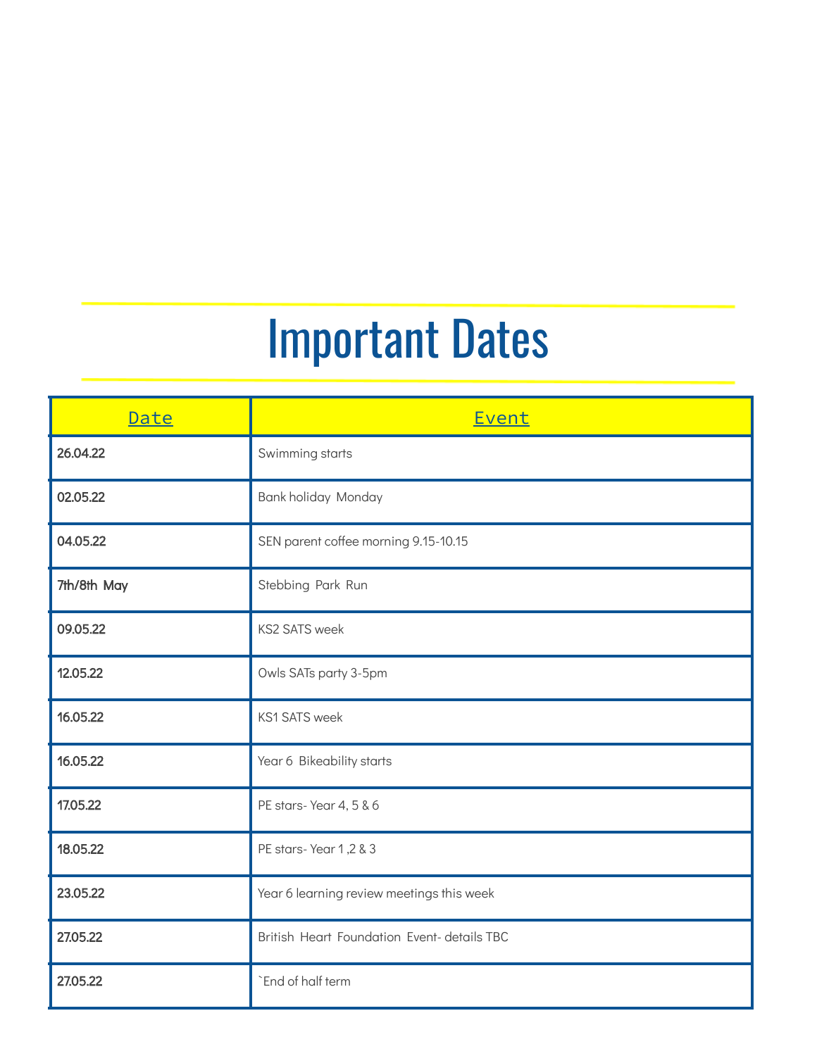# Important Dates

| Date | Event |
|---|---|
| 26.04.22 | Swimming starts |
| 02.05.22 | Bank holiday Monday |
| 04.05.22 | SEN parent coffee morning 9.15-10.15 |
| 7th/8th May | Stebbing Park Run |
| 09.05.22 | KS2 SATS week |
| 12.05.22 | Owls SATs party 3-5pm |
| 16.05.22 | KS1 SATS week |
| 16.05.22 | Year 6 Bikeability starts |
| 17.05.22 | PE stars- Year 4, 5 & 6 |
| 18.05.22 | PE stars- Year 1 ,2 & 3 |
| 23.05.22 | Year 6 learning review meetings this week |
| 27.05.22 | British Heart Foundation Event- details TBC |
| 27.05.22 | `End of half term |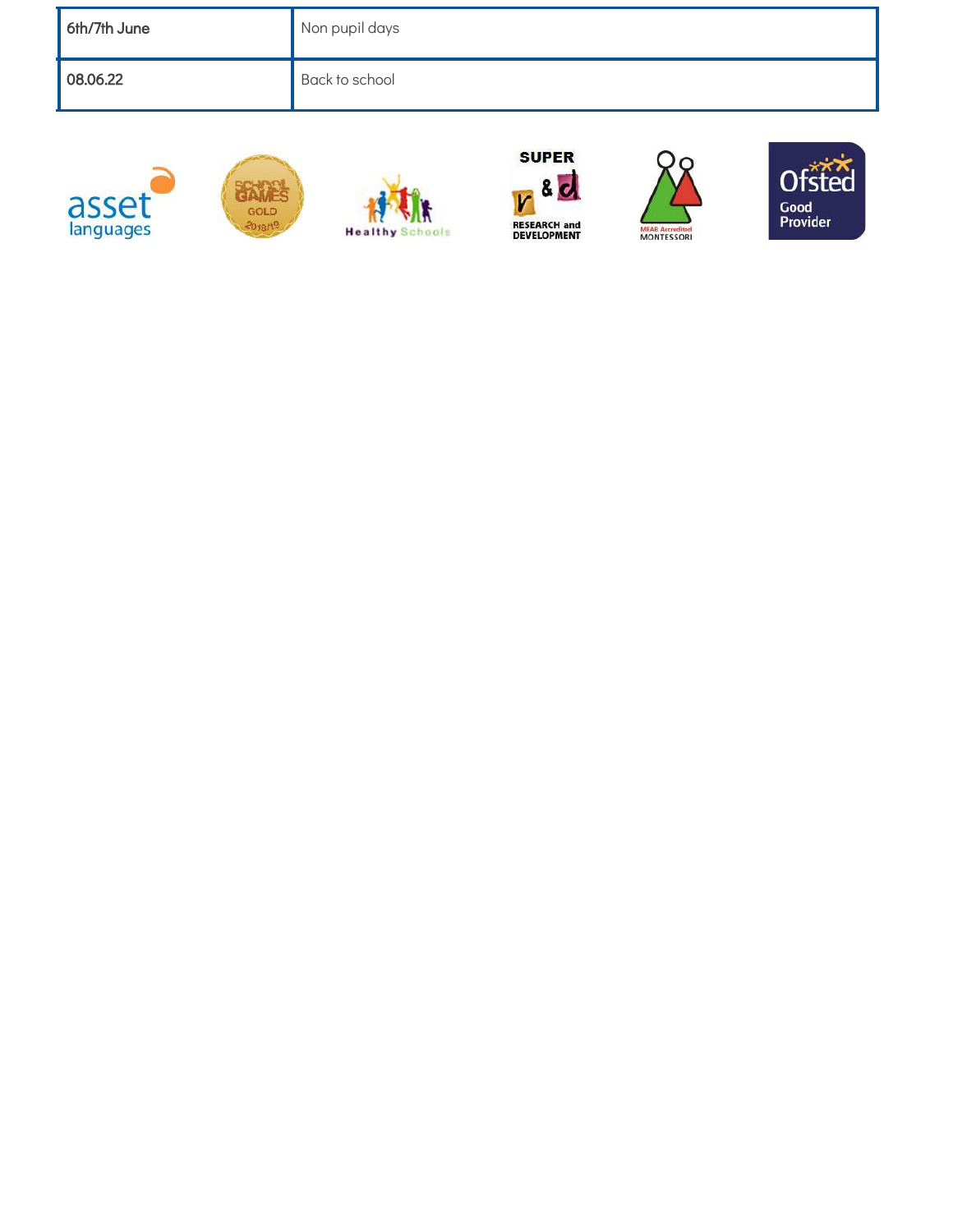| | |
|---|---|
| 6th/7th June | Non pupil days |
| 08.06.22 | Back to school |